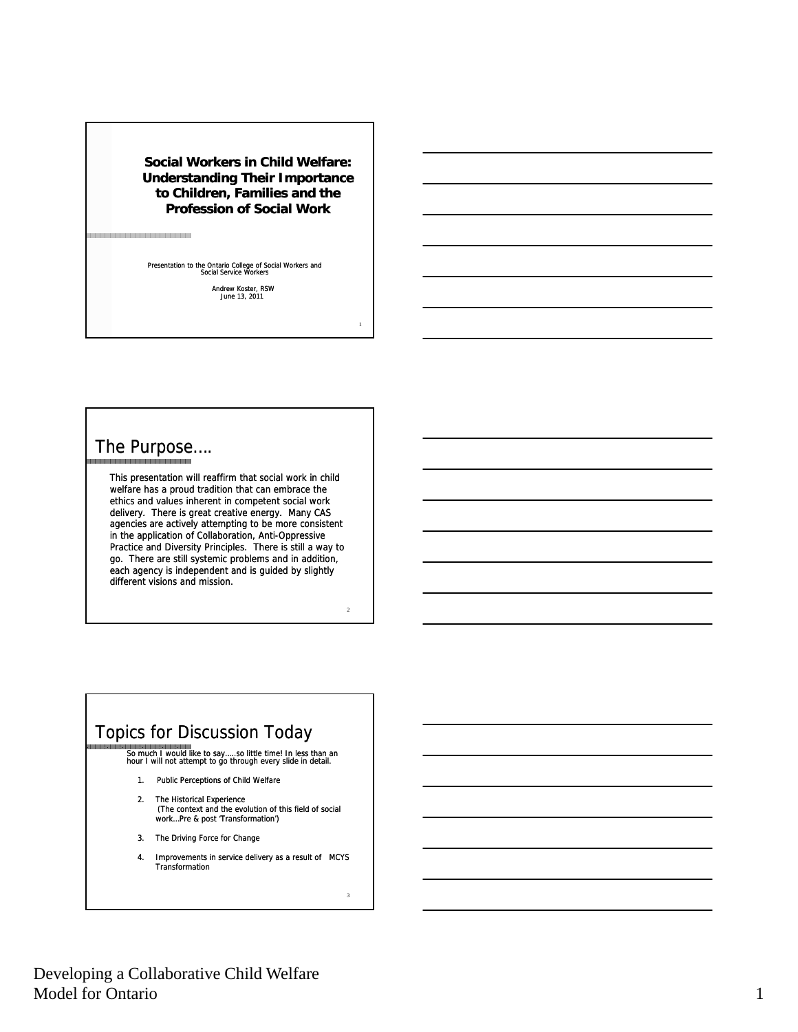# Social Workers in Child Welfare: Understanding Their Importance to Children, Families and the Profession of Social Work

Presentation to the Ontario College of Social Workers and Social Service Workers

Andrew Koster, RSW
June 13, 2011

## The Purpose….

This presentation will reaffirm that social work in child welfare has a proud tradition that can embrace the ethics and values inherent in competent social work delivery. There is great creative energy. Many CAS agencies are actively attempting to be more consistent in the application of Collaboration, Anti-Oppressive Practice and Diversity Principles. There is still a way to go. There are still systemic problems and in addition, each agency is independent and is guided by slightly different visions and mission.

## Topics for Discussion Today

So much I would like to say…..so little time! In less than an hour I will not attempt to go through every slide in detail.

1. Public Perceptions of Child Welfare
2. The Historical Experience
   (The context and the evolution of this field of social work…Pre & post 'Transformation')
3. The Driving Force for Change
4. Improvements in service delivery as a result of MCYS Transformation

Developing a Collaborative Child Welfare Model for Ontario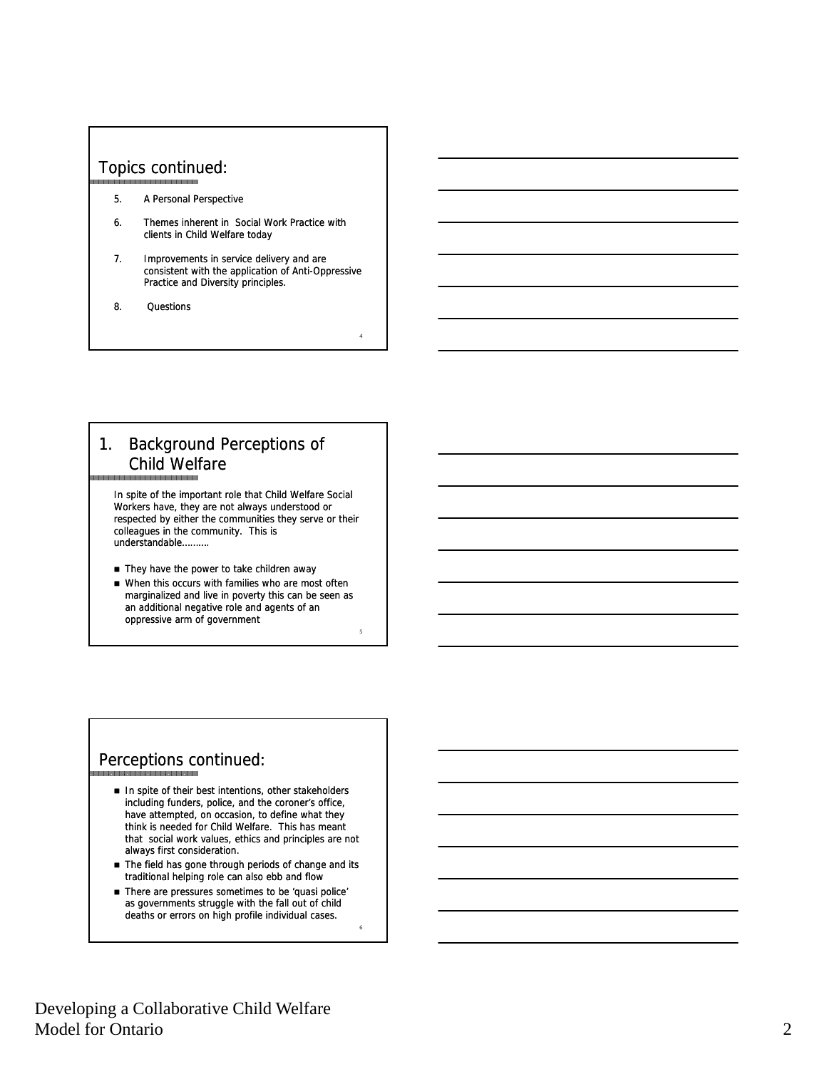## Topics continued:

5. A Personal Perspective
6. Themes inherent in Social Work Practice with clients in Child Welfare today
7. Improvements in service delivery and are consistent with the application of Anti-Oppressive Practice and Diversity principles.
8. Questions

## 1. Background Perceptions of Child Welfare

In spite of the important role that Child Welfare Social Workers have, they are not always understood or respected by either the communities they serve or their colleagues in the community. This is understandable..........

- They have the power to take children away
- When this occurs with families who are most often marginalized and live in poverty this can be seen as an additional negative role and agents of an oppressive arm of government

## Perceptions continued:

- In spite of their best intentions, other stakeholders including funders, police, and the coroner's office, have attempted, on occasion, to define what they think is needed for Child Welfare. This has meant that social work values, ethics and principles are not always first consideration.
- The field has gone through periods of change and its traditional helping role can also ebb and flow
- There are pressures sometimes to be 'quasi police' as governments struggle with the fall out of child deaths or errors on high profile individual cases.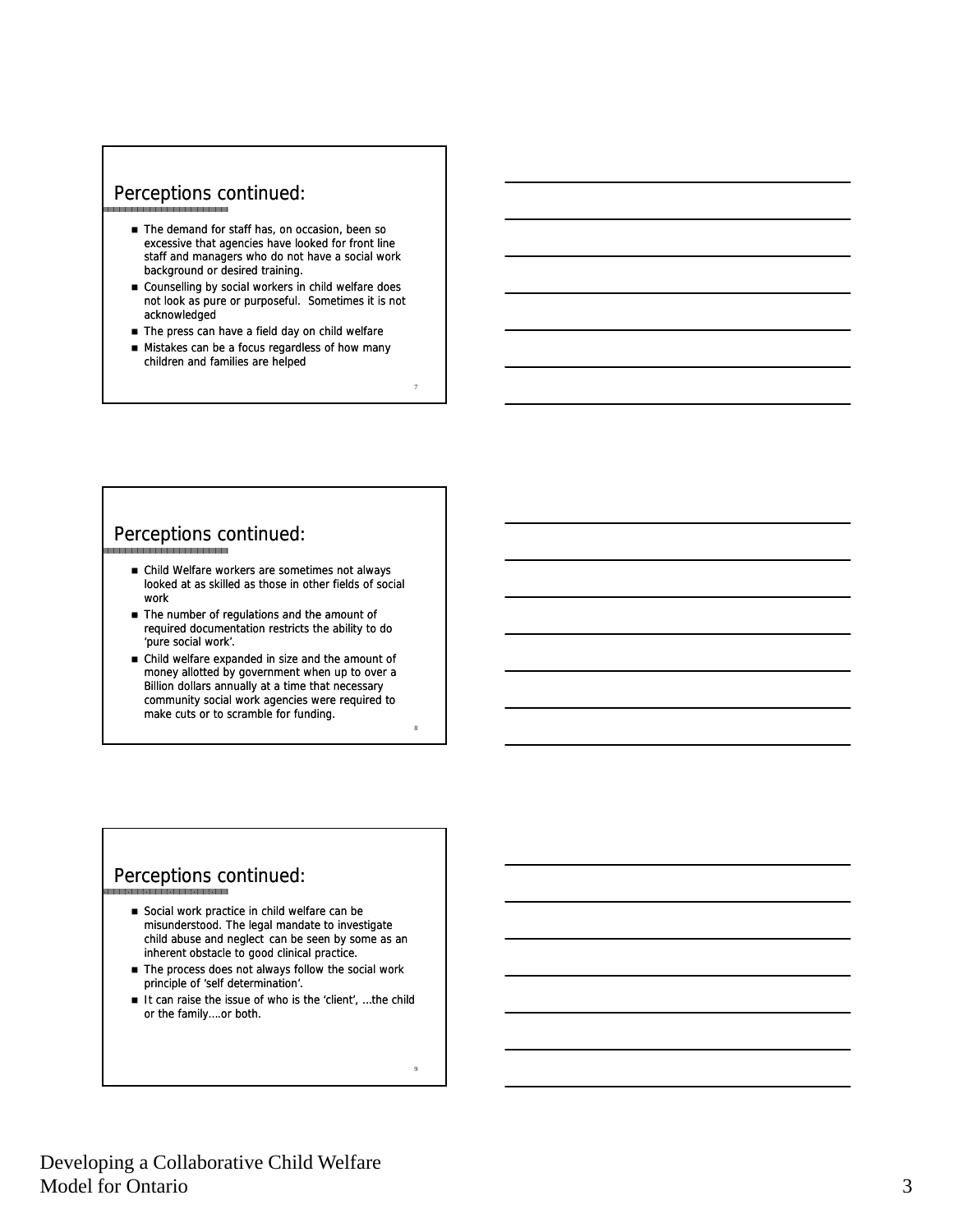## Perceptions continued:

- The demand for staff has, on occasion, been so excessive that agencies have looked for front line staff and managers who do not have a social work background or desired training.
- Counselling by social workers in child welfare does not look as pure or purposeful. Sometimes it is not acknowledged
- The press can have a field day on child welfare
- Mistakes can be a focus regardless of how many children and families are helped

## Perceptions continued:

- Child Welfare workers are sometimes not always looked at as skilled as those in other fields of social work
- The number of regulations and the amount of required documentation restricts the ability to do 'pure social work'.
- Child welfare expanded in size and the amount of money allotted by government when up to over a Billion dollars annually at a time that necessary community social work agencies were required to make cuts or to scramble for funding.

## Perceptions continued:

- Social work practice in child welfare can be misunderstood. The legal mandate to investigate child abuse and neglect can be seen by some as an inherent obstacle to good clinical practice.
- The process does not always follow the social work principle of 'self determination'.
- It can raise the issue of who is the 'client', …the child or the family….or both.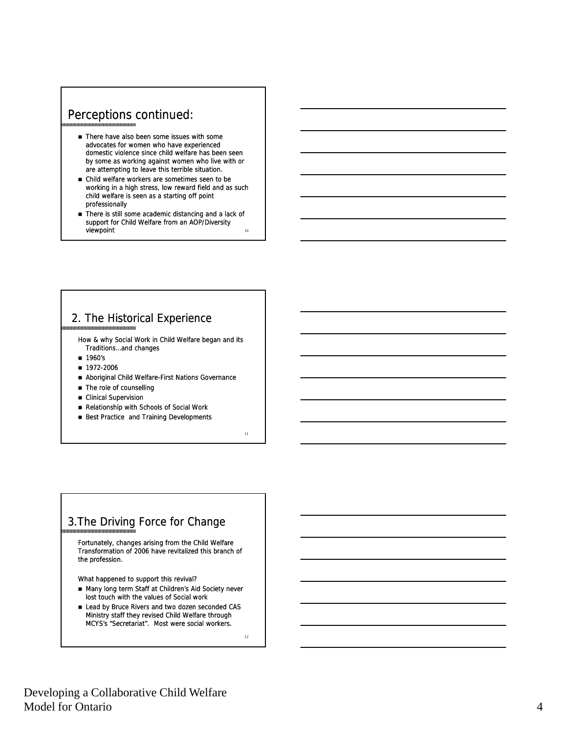## Perceptions continued:

- There have also been some issues with some advocates for women who have experienced domestic violence since child welfare has been seen by some as working against women who live with or are attempting to leave this terrible situation.
- Child welfare workers are sometimes seen to be working in a high stress, low reward field and as such child welfare is seen as a starting off point professionally
- There is still some academic distancing and a lack of support for Child Welfare from an AOP/Diversity viewpoint

## 2. The Historical Experience

How & why Social Work in Child Welfare began and its Traditions…and changes

- 1960's
- 1972-2006
- Aboriginal Child Welfare-First Nations Governance
- The role of counselling
- Clinical Supervision
- Relationship with Schools of Social Work
- Best Practice and Training Developments

## 3.The Driving Force for Change

Fortunately, changes arising from the Child Welfare Transformation of 2006 have revitalized this branch of the profession.

What happened to support this revival?

- Many long term Staff at Children's Aid Society never lost touch with the values of Social work
- Lead by Bruce Rivers and two dozen seconded CAS Ministry staff they revised Child Welfare through MCYS's "Secretariat". Most were social workers.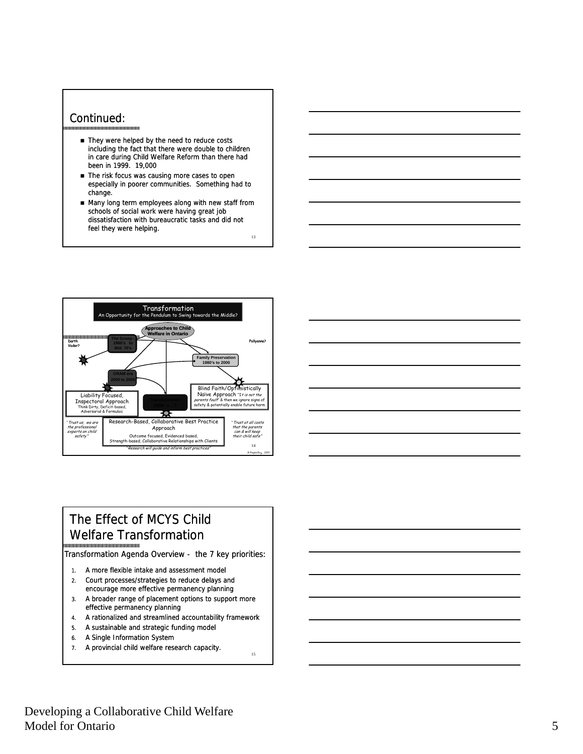## Continued:

- They were helped by the need to reduce costs including the fact that there were double to children in care during Child Welfare Reform than there had been in 1999. 19,000
- The risk focus was causing more cases to open especially in poorer communities. Something had to change.
- Many long term employees along with new staff from schools of social work were having great job dissatisfaction with bureaucratic tasks and did not feel they were helping.

Transformation

An Opportunity for the Pendulum to Swing towards the Middle?

Approaches to Child Welfare in Ontario

Darth Vader?

The Scoop 1960's to Mid 70's

Pollyanna?

Family Preservation 1980's to 2000

ORAM era 2000 to 2005

Liability Focused, Inspectoral Approach
Think Dirty, Deficit-based, Adversarial & Formulaic

Transformation 2005 + ...?

Blind Faith/Optimistically Naïve Approach *"It is not the parents fault"* & then we ignore signs of safety & potentially enable future harm

*"Trust us, we are the professional experts on child safety"*

Research-Based, Collaborative Best Practice Approach
Outcome focused, Evidenced based, Strength-based, Collaborative Relationships with Clients

*"Trust at all costs that the parents can & will keep their child safe"*

*"Research will guide and inform best practices"*

R.Pagnello, 2005

## The Effect of MCYS Child Welfare Transformation

Transformation Agenda Overview - the 7 key priorities:

1. A more flexible intake and assessment model
2. Court processes/strategies to reduce delays and encourage more effective permanency planning
3. A broader range of placement options to support more effective permanency planning
4. A rationalized and streamlined accountability framework
5. A sustainable and strategic funding model
6. A Single Information System
7. A provincial child welfare research capacity.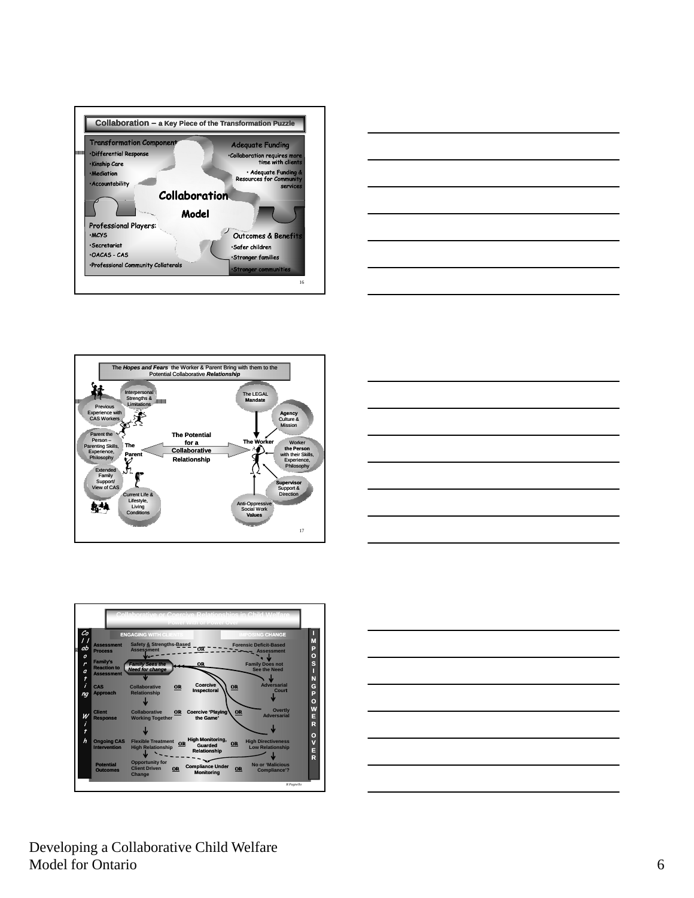## Collaboration – a Key Piece of the Transformation Puzzle

Transformation Components
- Differential Response
- Kinship Care
- Mediation
- Accountability

Adequate Funding
- Collaboration requires more time with clients
- Adequate Funding & Resources for Community services

Collaboration Model

Professional Players:
- MCYS
- Secretariat
- OACAS - CAS
- Professional Community Collaterals

Outcomes & Benefits
- Safer children
- Stronger families
- Stronger communities

16

## The *Hopes and Fears* the Worker & Parent Bring with them to the Potential Collaborative *Relationship*

Interpersonal Strengths & Limitations

Previous Experience with CAS Workers

Parent the Person – Parenting Skills, Experience, Philosophy

Extended Family Support/ View of CAS

Current Life & Lifestyle, Living Conditions

The Parent

The Potential for a Collaborative Relationship

The Worker

The LEGAL **Mandate**

**Agency** Culture & Mission

Worker **the Person** with their Skills, Experience, Philosophy

**Supervisor** Support & Direction

Anti-Oppressive Social Work **Values**

17

## Collaborative or Coercive Relationships in Child Welfare
Power With or Power Over

Collaborating With | IMPOSING POWER OVER

ENGAGING WITH CLIENTS | IMPOSING CHANGE

**Assessment Process**: Safety & Strengths-Based Assessment OR Forensic Deficit-Based Assessment

**Family's Reaction to Assessment**: *Family Sees the Need for change* OR Family Does not See the Need

**CAS Approach**: Collaborative Relationship OR Coercive Inspectoral OR Adversarial Court

**Client Response**: Collaborative Working Together OR Coercive 'Playing the Game' OR Overtly Adversarial

**Ongoing CAS Intervention**: Flexible Treatment High Relationship OR High Monitoring, Guarded Relationship OR High Directiveness Low Relationship

**Potential Outcomes**: Opportunity for Client Driven Change OR Compliance Under Monitoring OR No or 'Malicious Compliance'?

R Pagnello

Developing a Collaborative Child Welfare Model for Ontario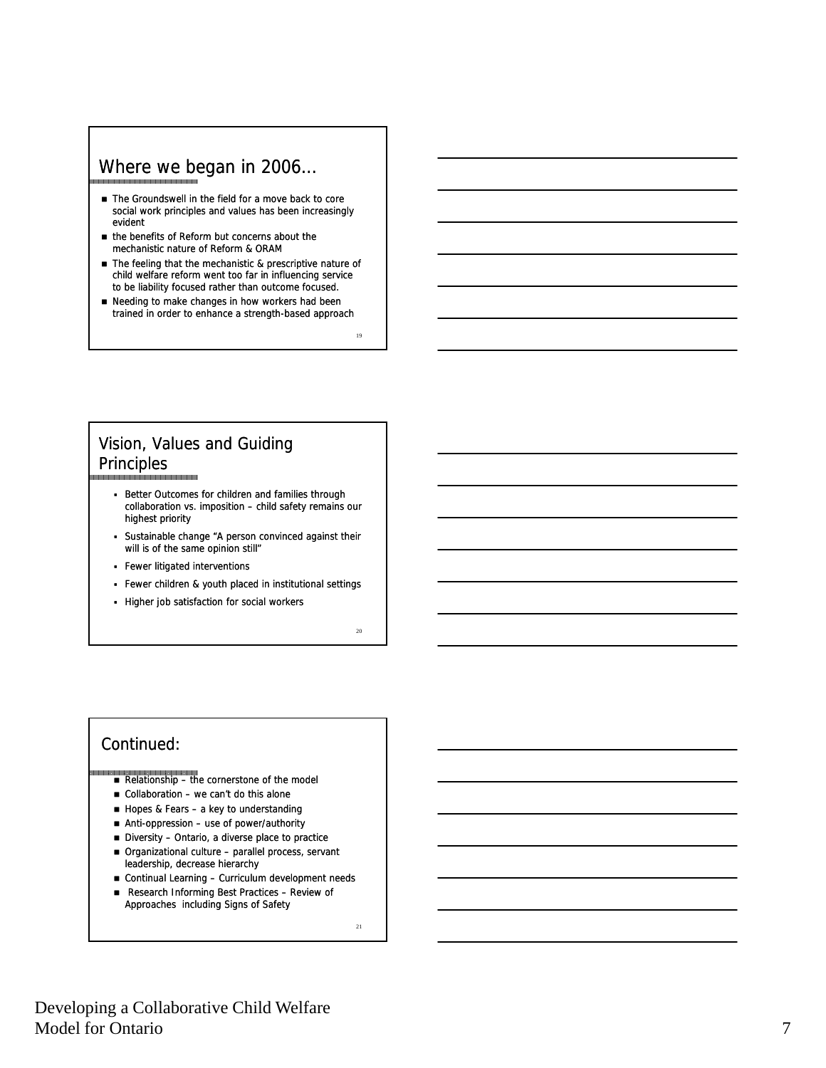## Where we began in 2006…

- The Groundswell in the field for a move back to core social work principles and values has been increasingly evident
- the benefits of Reform but concerns about the mechanistic nature of Reform & ORAM
- The feeling that the mechanistic & prescriptive nature of child welfare reform went too far in influencing service to be liability focused rather than outcome focused.
- Needing to make changes in how workers had been trained in order to enhance a strength-based approach

## Vision, Values and Guiding Principles

- Better Outcomes for children and families through collaboration vs. imposition – child safety remains our highest priority
- Sustainable change "A person convinced against their will is of the same opinion still"
- Fewer litigated interventions
- Fewer children & youth placed in institutional settings
- Higher job satisfaction for social workers

## Continued:

- Relationship – the cornerstone of the model
- Collaboration – we can't do this alone
- Hopes & Fears – a key to understanding
- Anti-oppression – use of power/authority
- Diversity – Ontario, a diverse place to practice
- Organizational culture – parallel process, servant leadership, decrease hierarchy
- Continual Learning – Curriculum development needs
- Research Informing Best Practices – Review of Approaches including Signs of Safety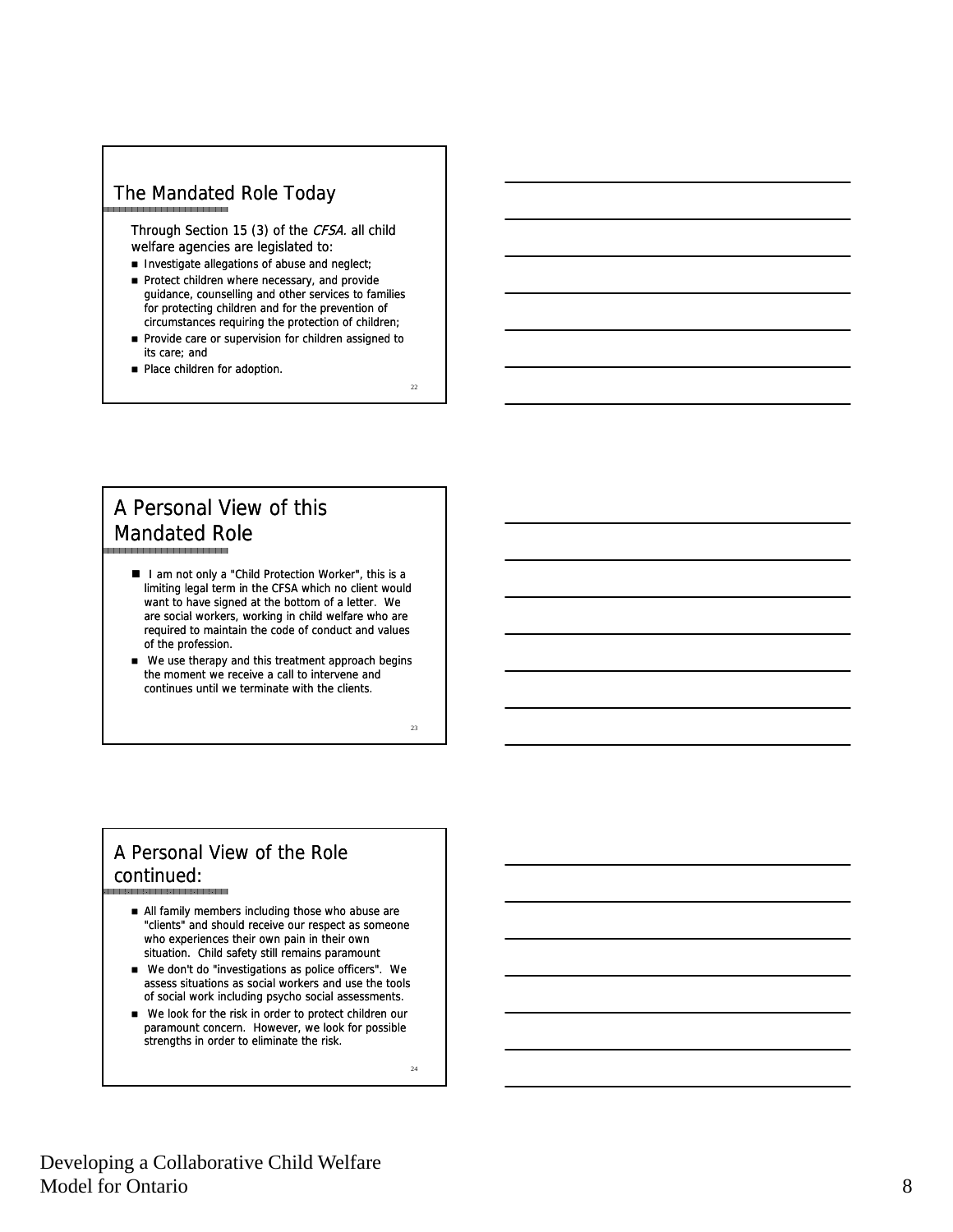## The Mandated Role Today

Through Section 15 (3) of the *CFSA*. all child welfare agencies are legislated to:

- Investigate allegations of abuse and neglect;
- Protect children where necessary, and provide guidance, counselling and other services to families for protecting children and for the prevention of circumstances requiring the protection of children;
- Provide care or supervision for children assigned to its care; and
- Place children for adoption.

## A Personal View of this Mandated Role

- I am not only a "Child Protection Worker", this is a limiting legal term in the CFSA which no client would want to have signed at the bottom of a letter. We are social workers, working in child welfare who are required to maintain the code of conduct and values of the profession.
- We use therapy and this treatment approach begins the moment we receive a call to intervene and continues until we terminate with the clients.

## A Personal View of the Role continued:

- All family members including those who abuse are "clients" and should receive our respect as someone who experiences their own pain in their own situation. Child safety still remains paramount
- We don't do "investigations as police officers". We assess situations as social workers and use the tools of social work including psycho social assessments.
- We look for the risk in order to protect children our paramount concern. However, we look for possible strengths in order to eliminate the risk.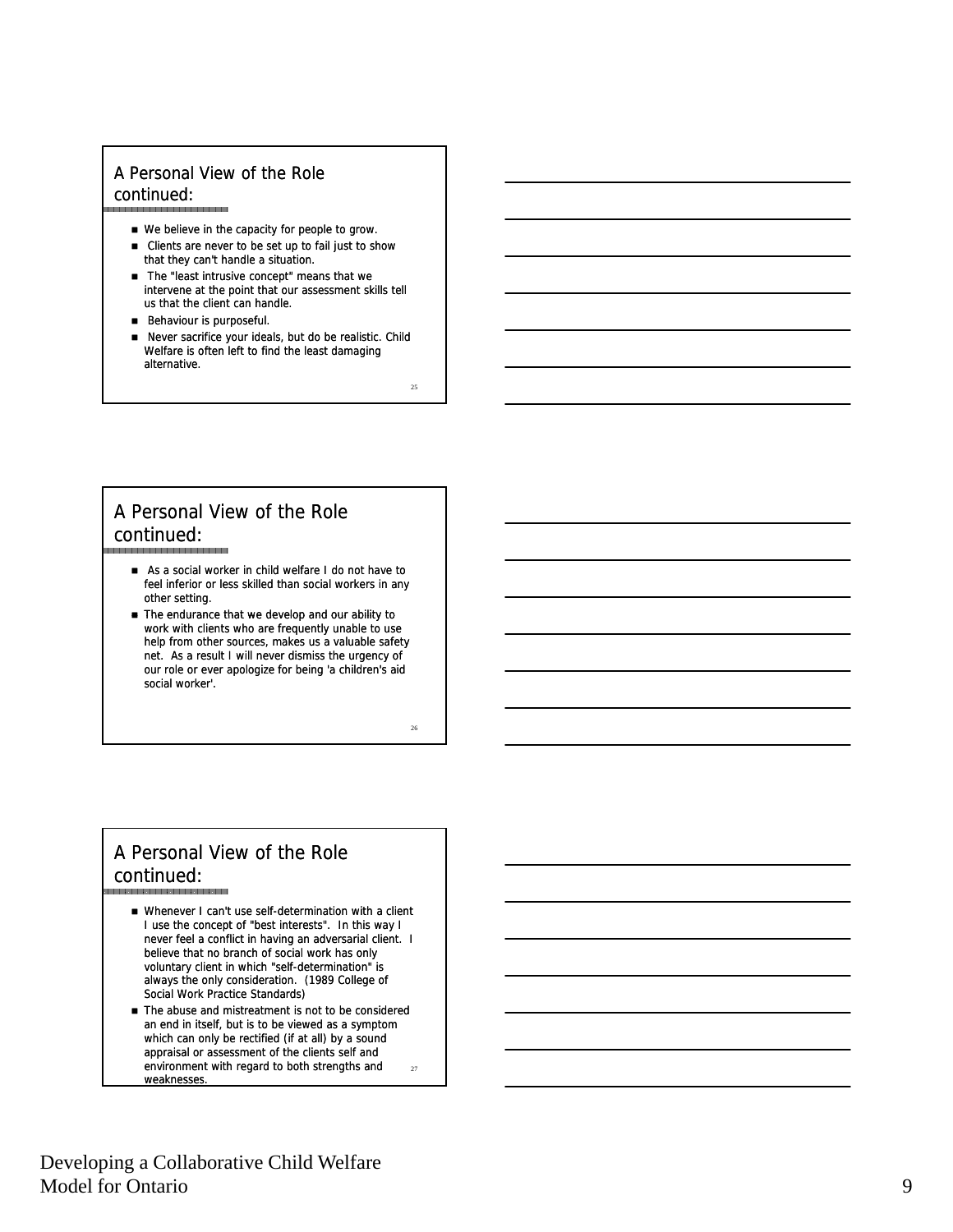## A Personal View of the Role continued:

- We believe in the capacity for people to grow.
- Clients are never to be set up to fail just to show that they can't handle a situation.
- The "least intrusive concept" means that we intervene at the point that our assessment skills tell us that the client can handle.
- Behaviour is purposeful.
- Never sacrifice your ideals, but do be realistic. Child Welfare is often left to find the least damaging alternative.

## A Personal View of the Role continued:

- As a social worker in child welfare I do not have to feel inferior or less skilled than social workers in any other setting.
- The endurance that we develop and our ability to work with clients who are frequently unable to use help from other sources, makes us a valuable safety net. As a result I will never dismiss the urgency of our role or ever apologize for being 'a children's aid social worker'.

## A Personal View of the Role continued:

- Whenever I can't use self-determination with a client I use the concept of "best interests". In this way I never feel a conflict in having an adversarial client. I believe that no branch of social work has only voluntary client in which "self-determination" is always the only consideration. (1989 College of Social Work Practice Standards)
- The abuse and mistreatment is not to be considered an end in itself, but is to be viewed as a symptom which can only be rectified (if at all) by a sound appraisal or assessment of the clients self and environment with regard to both strengths and weaknesses.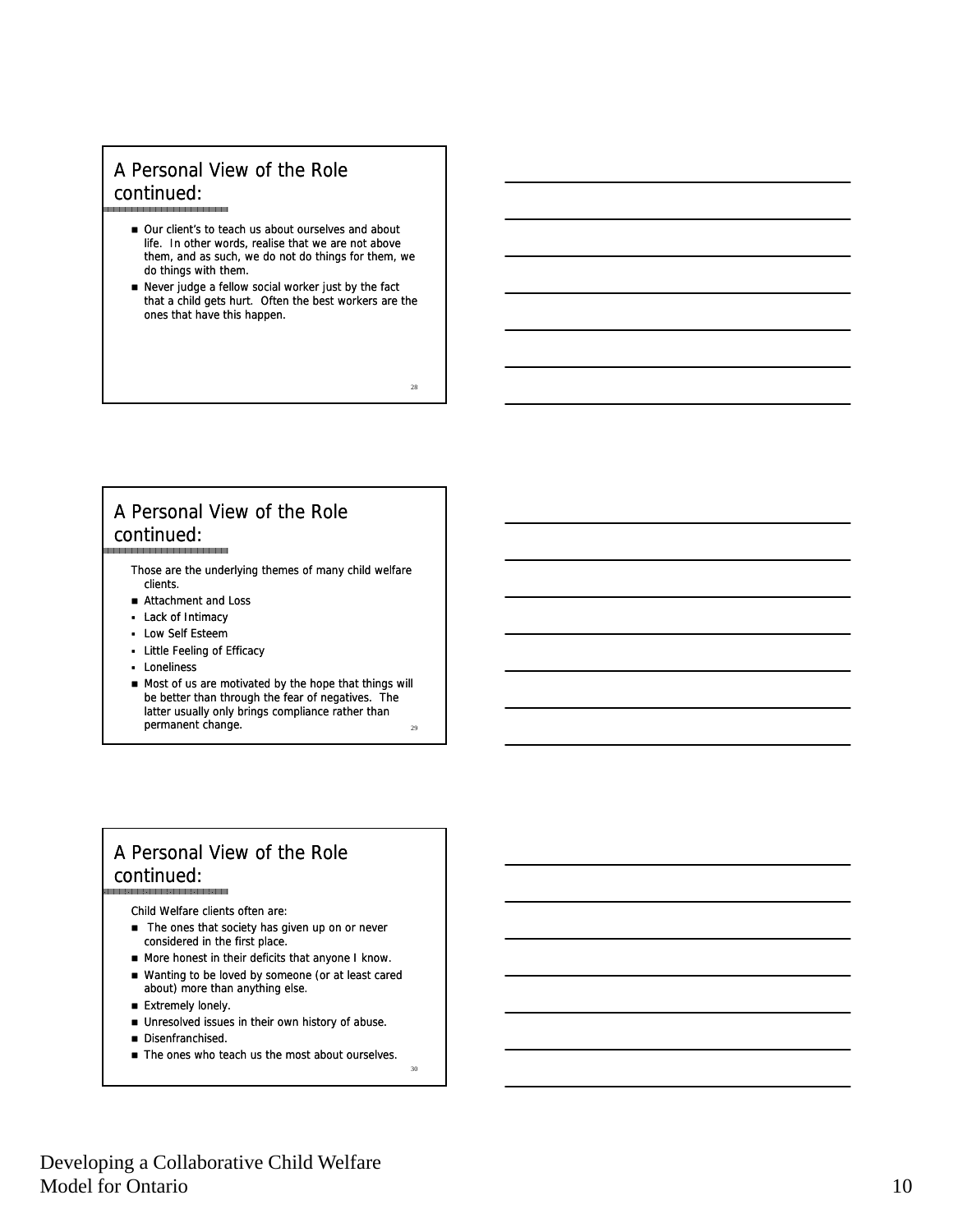## A Personal View of the Role continued:

- Our client's to teach us about ourselves and about life. In other words, realise that we are not above them, and as such, we do not do things for them, we do things with them.
- Never judge a fellow social worker just by the fact that a child gets hurt. Often the best workers are the ones that have this happen.

## A Personal View of the Role continued:

Those are the underlying themes of many child welfare clients.

- Attachment and Loss
- Lack of Intimacy
- Low Self Esteem
- Little Feeling of Efficacy
- Loneliness
- Most of us are motivated by the hope that things will be better than through the fear of negatives. The latter usually only brings compliance rather than permanent change.

## A Personal View of the Role continued:

Child Welfare clients often are:

- The ones that society has given up on or never considered in the first place.
- More honest in their deficits that anyone I know.
- Wanting to be loved by someone (or at least cared about) more than anything else.
- Extremely lonely.
- Unresolved issues in their own history of abuse.
- Disenfranchised.
- The ones who teach us the most about ourselves.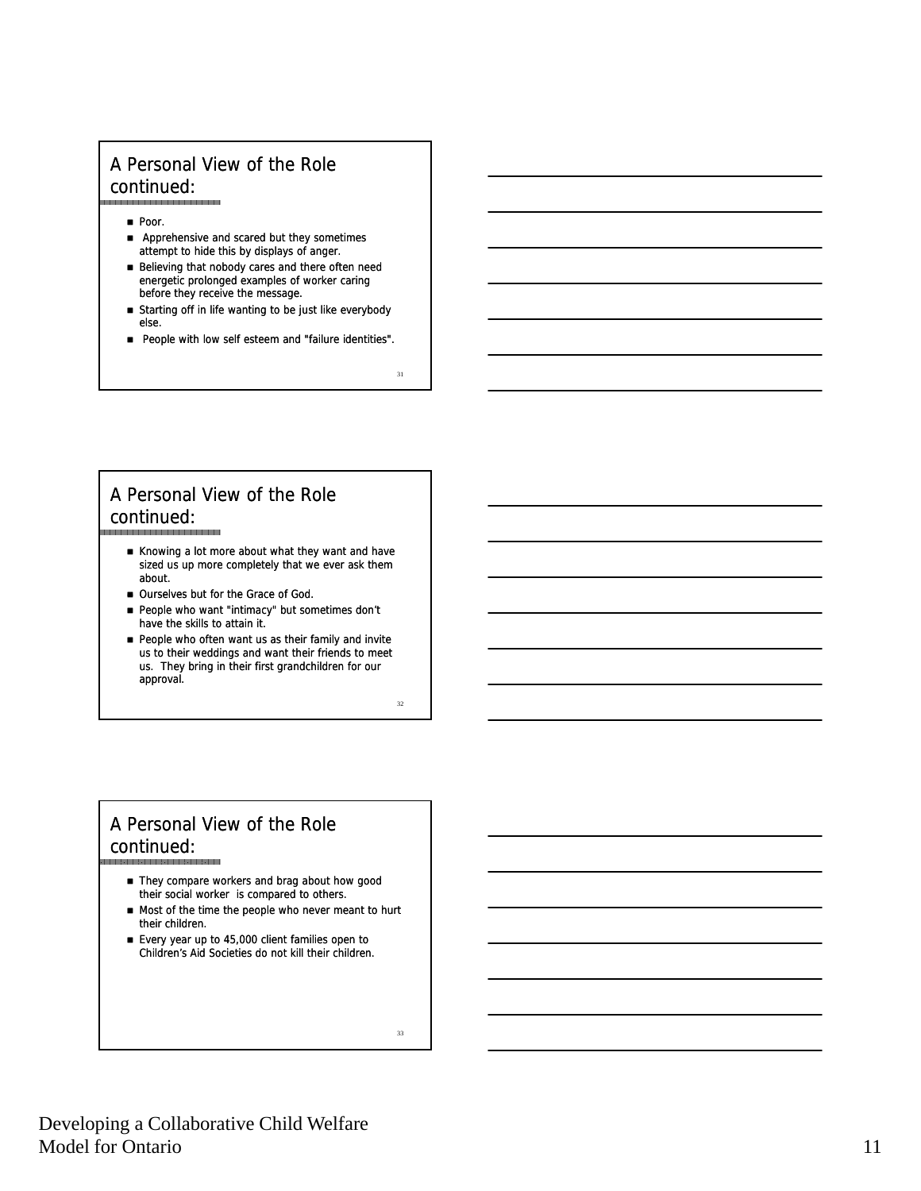## A Personal View of the Role continued:

- Poor.
- Apprehensive and scared but they sometimes attempt to hide this by displays of anger.
- Believing that nobody cares and there often need energetic prolonged examples of worker caring before they receive the message.
- Starting off in life wanting to be just like everybody else.
- People with low self esteem and "failure identities".

## A Personal View of the Role continued:

- Knowing a lot more about what they want and have sized us up more completely that we ever ask them about.
- Ourselves but for the Grace of God.
- People who want "intimacy" but sometimes don't have the skills to attain it.
- People who often want us as their family and invite us to their weddings and want their friends to meet us. They bring in their first grandchildren for our approval.

## A Personal View of the Role continued:

- They compare workers and brag about how good their social worker is compared to others.
- Most of the time the people who never meant to hurt their children.
- Every year up to 45,000 client families open to Children's Aid Societies do not kill their children.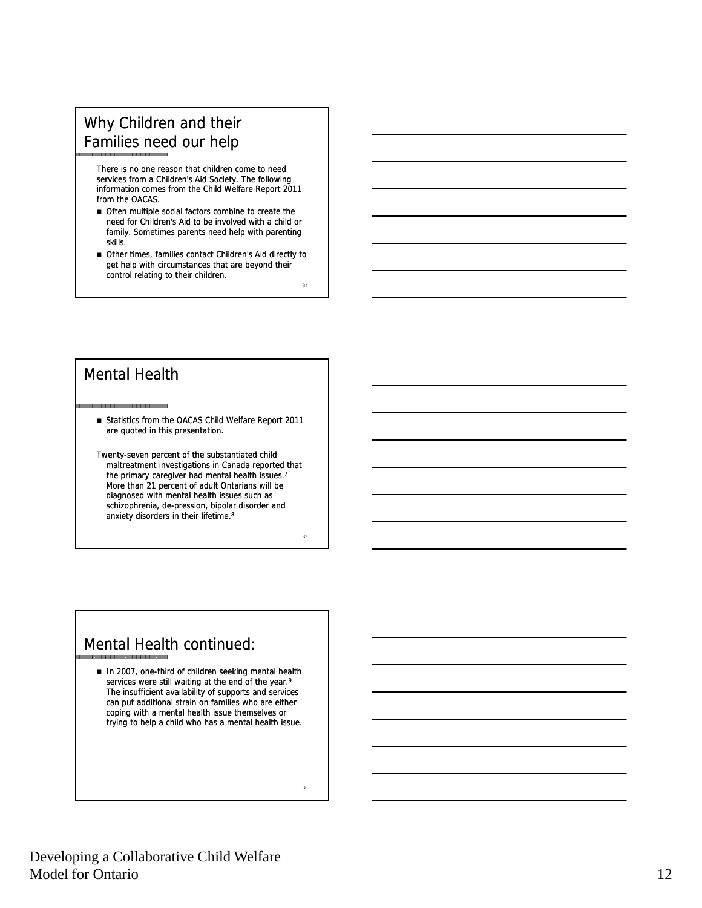## Why Children and their Families need our help

There is no one reason that children come to need services from a Children's Aid Society. The following information comes from the Child Welfare Report 2011 from the OACAS.

- Often multiple social factors combine to create the need for Children's Aid to be involved with a child or family. Sometimes parents need help with parenting skills.
- Other times, families contact Children's Aid directly to get help with circumstances that are beyond their control relating to their children.

## Mental Health

- Statistics from the OACAS Child Welfare Report 2011 are quoted in this presentation.

Twenty-seven percent of the substantiated child maltreatment investigations in Canada reported that the primary caregiver had mental health issues.[7] More than 21 percent of adult Ontarians will be diagnosed with mental health issues such as schizophrenia, de-pression, bipolar disorder and anxiety disorders in their lifetime.[8]

## Mental Health continued:

- In 2007, one-third of children seeking mental health services were still waiting at the end of the year.[9] The insufficient availability of supports and services can put additional strain on families who are either coping with a mental health issue themselves or trying to help a child who has a mental health issue.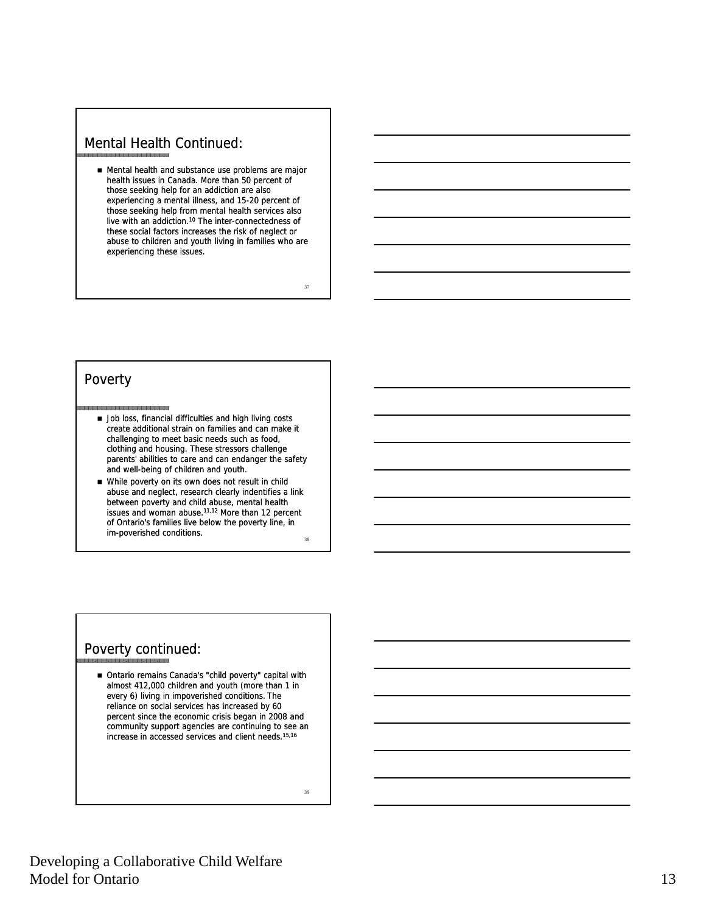## Mental Health Continued:

- Mental health and substance use problems are major health issues in Canada. More than 50 percent of those seeking help for an addiction are also experiencing a mental illness, and 15-20 percent of those seeking help from mental health services also live with an addiction.[10] The inter-connectedness of these social factors increases the risk of neglect or abuse to children and youth living in families who are experiencing these issues.

## Poverty

- Job loss, financial difficulties and high living costs create additional strain on families and can make it challenging to meet basic needs such as food, clothing and housing. These stressors challenge parents' abilities to care and can endanger the safety and well-being of children and youth.
- While poverty on its own does not result in child abuse and neglect, research clearly indentifies a link between poverty and child abuse, mental health issues and woman abuse.[11,12] More than 12 percent of Ontario's families live below the poverty line, in im-poverished conditions.

## Poverty continued:

- Ontario remains Canada's "child poverty" capital with almost 412,000 children and youth (more than 1 in every 6) living in impoverished conditions. The reliance on social services has increased by 60 percent since the economic crisis began in 2008 and community support agencies are continuing to see an increase in accessed services and client needs.[15,16]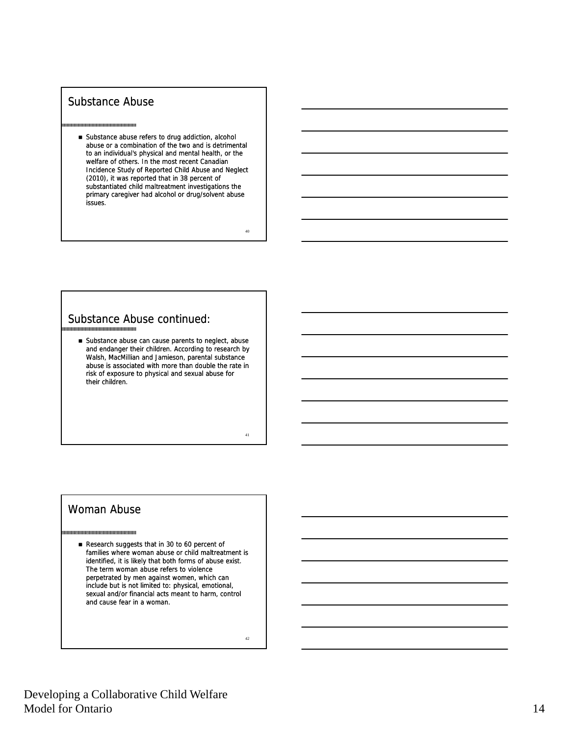## Substance Abuse

- Substance abuse refers to drug addiction, alcohol abuse or a combination of the two and is detrimental to an individual's physical and mental health, or the welfare of others. In the most recent Canadian Incidence Study of Reported Child Abuse and Neglect (2010), it was reported that in 38 percent of substantiated child maltreatment investigations the primary caregiver had alcohol or drug/solvent abuse issues.

## Substance Abuse continued:

- Substance abuse can cause parents to neglect, abuse and endanger their children. According to research by Walsh, MacMillian and Jamieson, parental substance abuse is associated with more than double the rate in risk of exposure to physical and sexual abuse for their children.

## Woman Abuse

- Research suggests that in 30 to 60 percent of families where woman abuse or child maltreatment is identified, it is likely that both forms of abuse exist. The term woman abuse refers to violence perpetrated by men against women, which can include but is not limited to: physical, emotional, sexual and/or financial acts meant to harm, control and cause fear in a woman.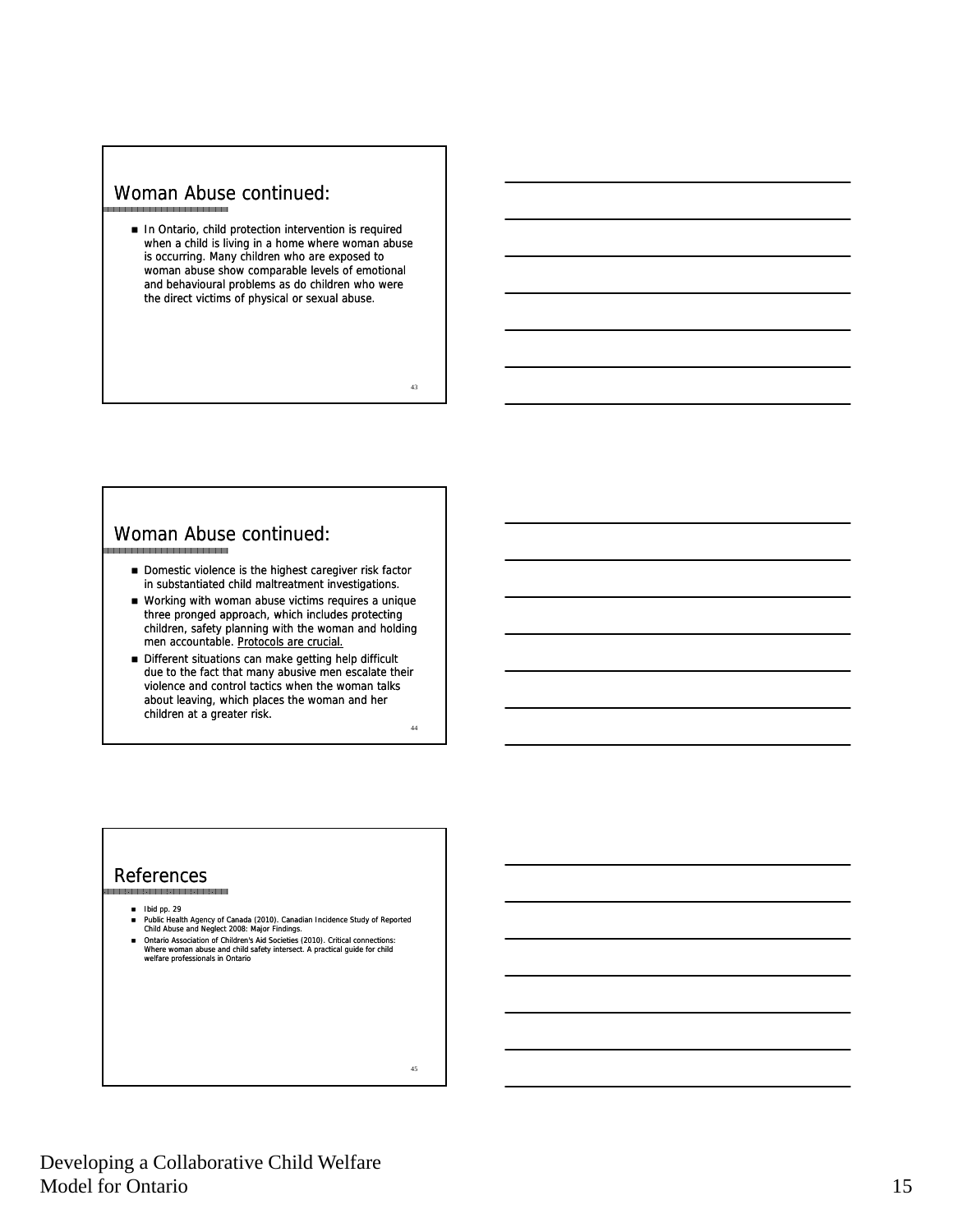## Woman Abuse continued:

- In Ontario, child protection intervention is required when a child is living in a home where woman abuse is occurring. Many children who are exposed to woman abuse show comparable levels of emotional and behavioural problems as do children who were the direct victims of physical or sexual abuse.

## Woman Abuse continued:

- Domestic violence is the highest caregiver risk factor in substantiated child maltreatment investigations.
- Working with woman abuse victims requires a unique three pronged approach, which includes protecting children, safety planning with the woman and holding men accountable. Protocols are crucial.
- Different situations can make getting help difficult due to the fact that many abusive men escalate their violence and control tactics when the woman talks about leaving, which places the woman and her children at a greater risk.

## References

- Ibid pp. 29
- Public Health Agency of Canada (2010). Canadian Incidence Study of Reported Child Abuse and Neglect 2008: Major Findings.
- Ontario Association of Children's Aid Societies (2010). Critical connections: Where woman abuse and child safety intersect. A practical guide for child welfare professionals in Ontario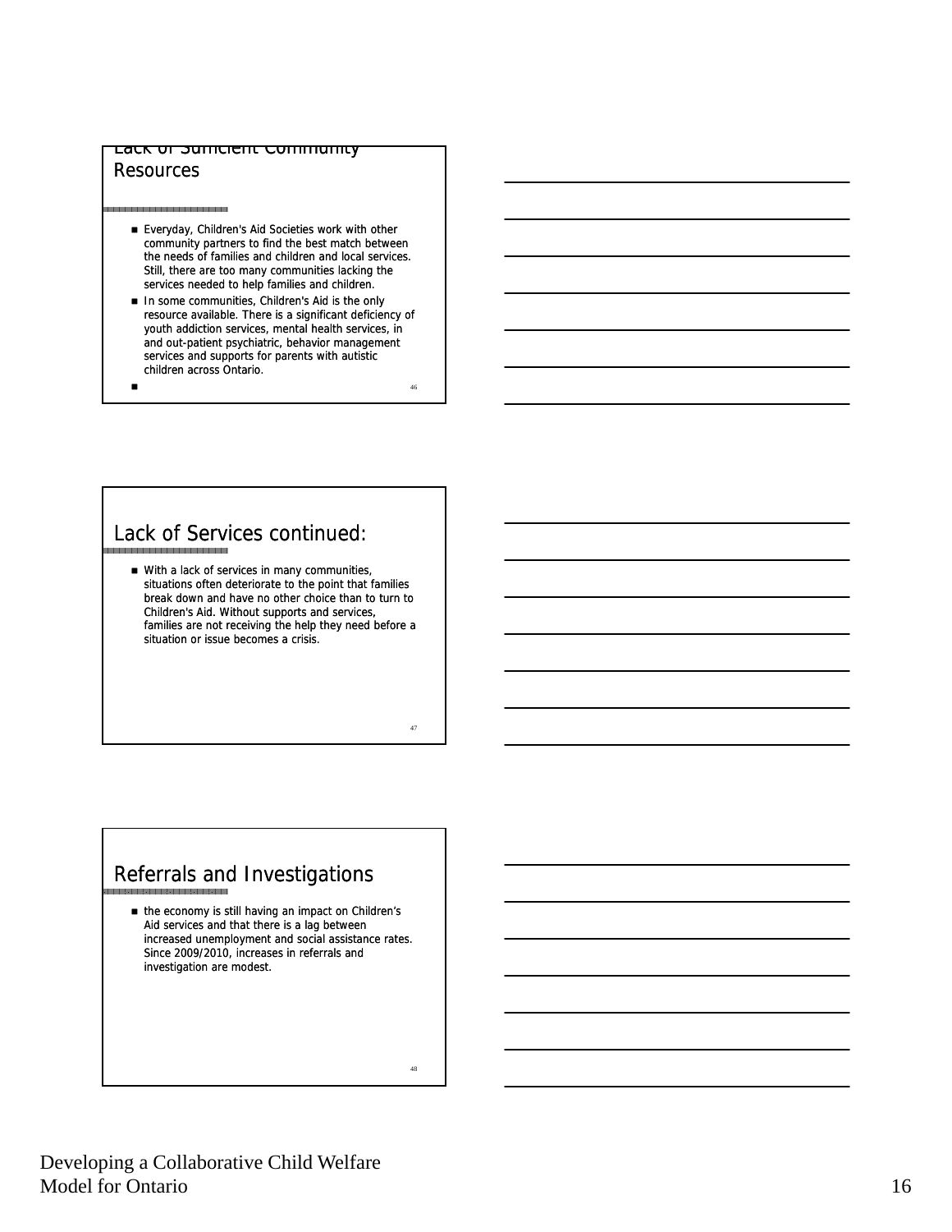## Lack of Sufficient Community Resources

- Everyday, Children's Aid Societies work with other community partners to find the best match between the needs of families and children and local services. Still, there are too many communities lacking the services needed to help families and children.
- In some communities, Children's Aid is the only resource available. There is a significant deficiency of youth addiction services, mental health services, in and out-patient psychiatric, behavior management services and supports for parents with autistic children across Ontario.

## Lack of Services continued:

- With a lack of services in many communities, situations often deteriorate to the point that families break down and have no other choice than to turn to Children's Aid. Without supports and services, families are not receiving the help they need before a situation or issue becomes a crisis.

## Referrals and Investigations

- the economy is still having an impact on Children's Aid services and that there is a lag between increased unemployment and social assistance rates. Since 2009/2010, increases in referrals and investigation are modest.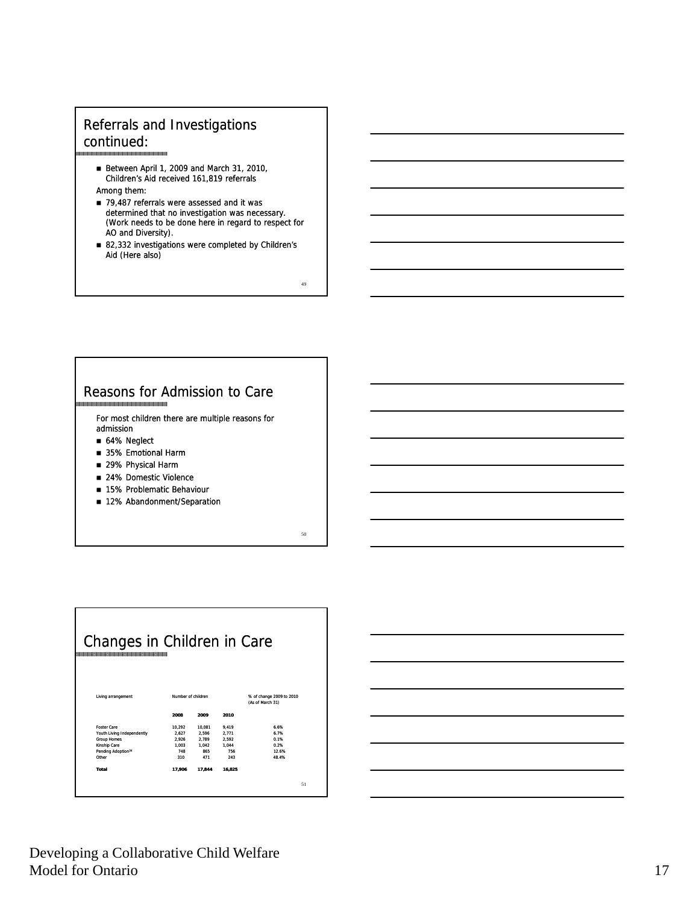## Referrals and Investigations continued:

- Between April 1, 2009 and March 31, 2010, Children's Aid received 161,819 referrals

Among them:

- 79,487 referrals were assessed and it was determined that no investigation was necessary. (Work needs to be done here in regard to respect for AO and Diversity).
- 82,332 investigations were completed by Children's Aid (Here also)

49

## Reasons for Admission to Care

For most children there are multiple reasons for admission

- 64% Neglect
- 35% Emotional Harm
- 29% Physical Harm
- 24% Domestic Violence
- 15% Problematic Behaviour
- 12% Abandonment/Separation

50

## Changes in Children in Care

| Living arrangement | Number of children | | | % of change 2009 to 2010 (As of March 31) |
|---|---|---|---|---|
| | 2008 | 2009 | 2010 | |
| Foster Care | 10,292 | 10,081 | 9,419 | 6.6% |
| Youth Living Independently | 2,627 | 2,596 | 2,771 | 6.7% |
| Group Homes | 2,926 | 2,789 | 2,592 | 0.1% |
| Kinship Care | 1,003 | 1,042 | 1,044 | 0.2% |
| Pending Adoption[34] | 748 | 865 | 756 | 12.6% |
| Other | 310 | 471 | 243 | 48.4% |
| **Total** | **17,906** | **17,844** | **16,825** | |

51

Developing a Collaborative Child Welfare Model for Ontario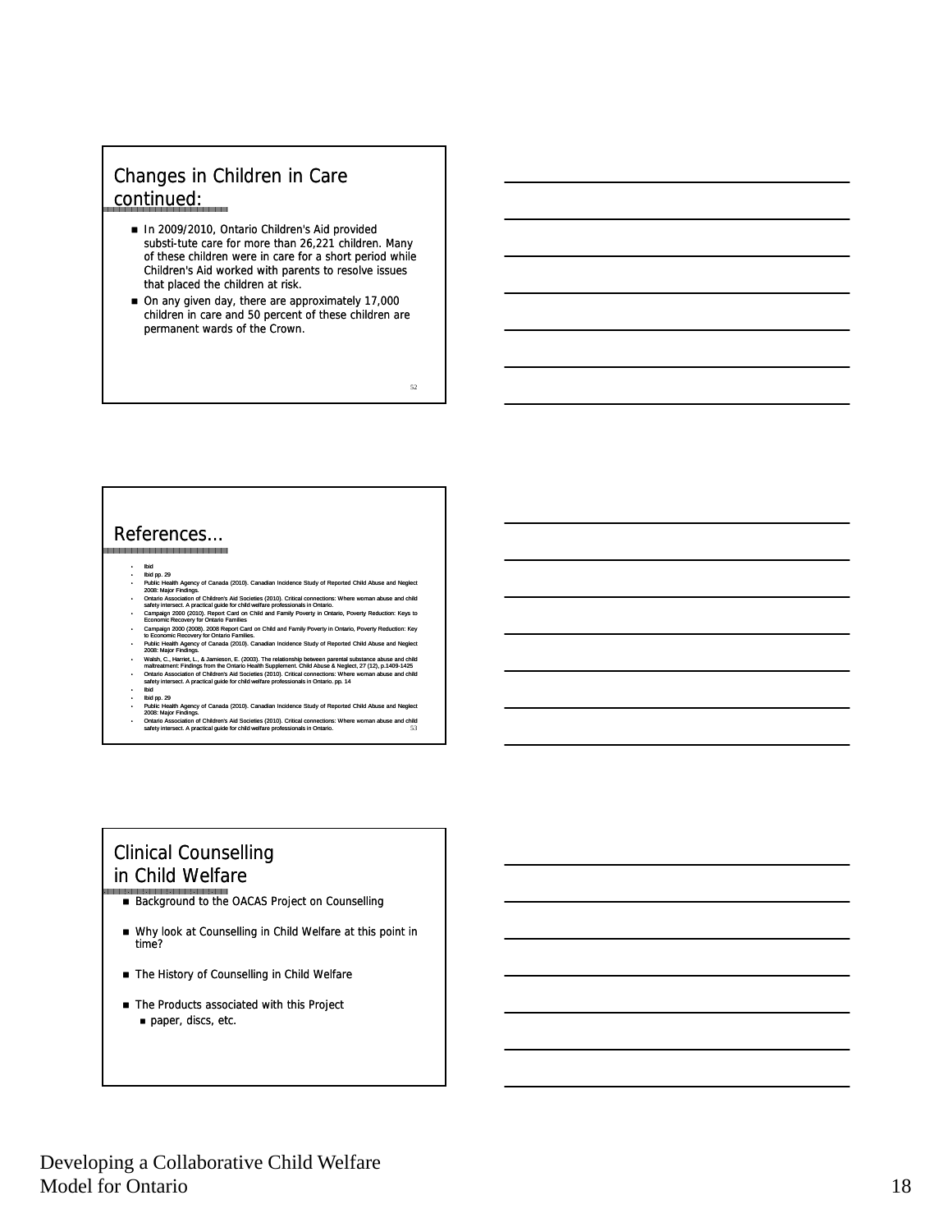## Changes in Children in Care continued:

- In 2009/2010, Ontario Children's Aid provided substi-tute care for more than 26,221 children. Many of these children were in care for a short period while Children's Aid worked with parents to resolve issues that placed the children at risk.
- On any given day, there are approximately 17,000 children in care and 50 percent of these children are permanent wards of the Crown.

## References…

- Ibid
- Ibid pp. 29
- Public Health Agency of Canada (2010). Canadian Incidence Study of Reported Child Abuse and Neglect 2008: Major Findings.
- Ontario Association of Children's Aid Societies (2010). Critical connections: Where woman abuse and child safety intersect. A practical guide for child welfare professionals in Ontario.
- Campaign 2000 (2010). Report Card on Child and Family Poverty in Ontario, Poverty Reduction: Keys to Economic Recovery for Ontario Families
- Campaign 2000 (2008). 2008 Report Card on Child and Family Poverty in Ontario, Poverty Reduction: Key to Economic Recovery for Ontario Families.
- Public Health Agency of Canada (2010). Canadian Incidence Study of Reported Child Abuse and Neglect 2008: Major Findings.
- Walsh, C., Harriet, L., & Jamieson, E. (2003). The relationship between parental substance abuse and child maltreatment: Findings from the Ontario Health Supplement. Child Abuse & Neglect, 27 (12), p.1409-1425
- Ontario Association of Children's Aid Societies (2010). Critical connections: Where woman abuse and child safety intersect. A practical guide for child welfare professionals in Ontario. pp. 14
- Ibid
- Ibid pp. 29
- Public Health Agency of Canada (2010). Canadian Incidence Study of Reported Child Abuse and Neglect 2008: Major Findings.
- Ontario Association of Children's Aid Societies (2010). Critical connections: Where woman abuse and child safety intersect. A practical guide for child welfare professionals in Ontario.

## Clinical Counselling in Child Welfare

- Background to the OACAS Project on Counselling
- Why look at Counselling in Child Welfare at this point in time?
- The History of Counselling in Child Welfare
- The Products associated with this Project
  - paper, discs, etc.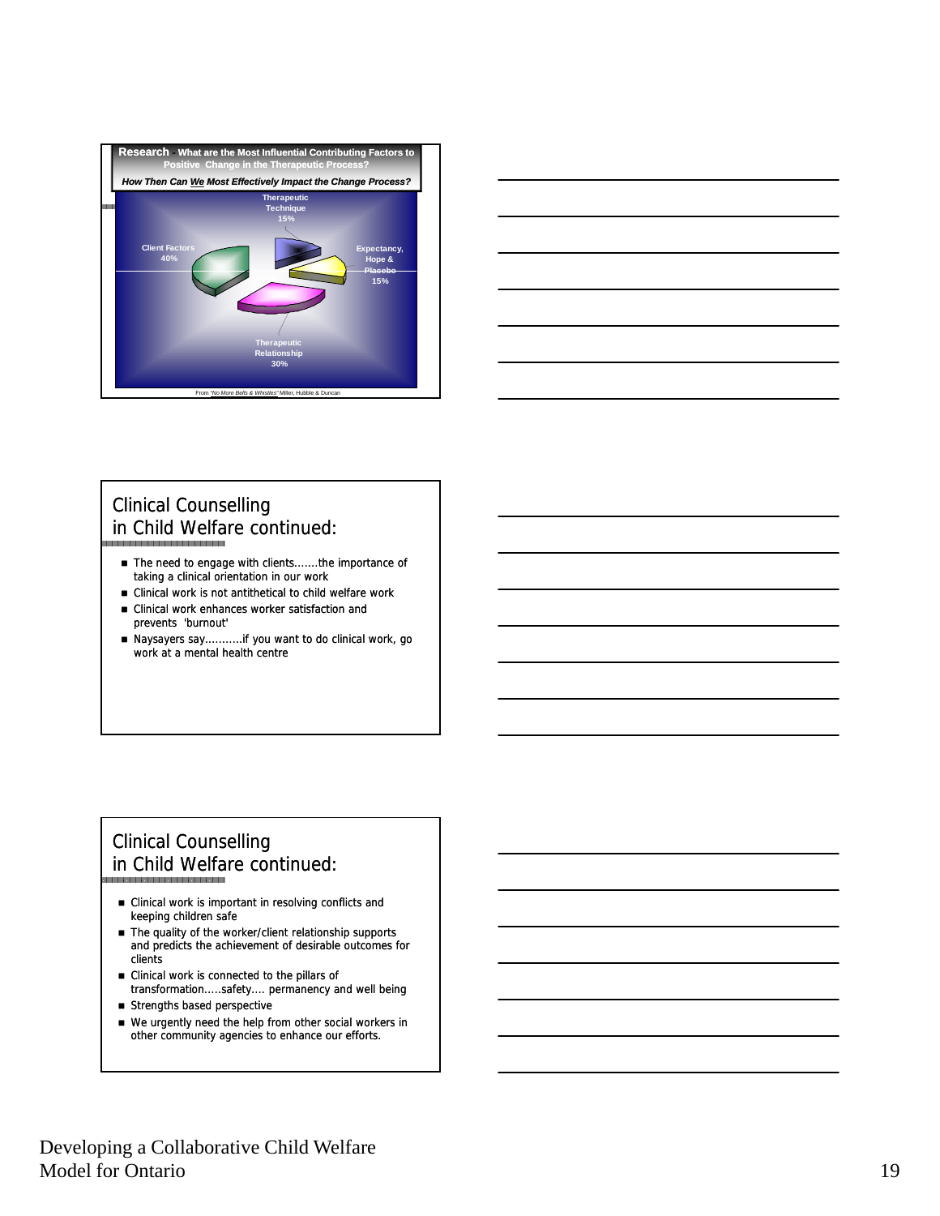**Research** - What are the Most Influential Contributing Factors to Positive Change in the Therapeutic Process?

*How Then Can We Most Effectively Impact the Change Process?*

Therapeutic Technique 15%

Client Factors 40%

Expectancy, Hope & Placebo 15%

Therapeutic Relationship 30%

From *"No More Bells & Whistles"* Miller, Hubble & Duncan

## Clinical Counselling in Child Welfare continued:

- The need to engage with clients.......the importance of taking a clinical orientation in our work
- Clinical work is not antithetical to child welfare work
- Clinical work enhances worker satisfaction and prevents 'burnout'
- Naysayers say...........if you want to do clinical work, go work at a mental health centre

## Clinical Counselling in Child Welfare continued:

- Clinical work is important in resolving conflicts and keeping children safe
- The quality of the worker/client relationship supports and predicts the achievement of desirable outcomes for clients
- Clinical work is connected to the pillars of transformation.....safety.... permanency and well being
- Strengths based perspective
- We urgently need the help from other social workers in other community agencies to enhance our efforts.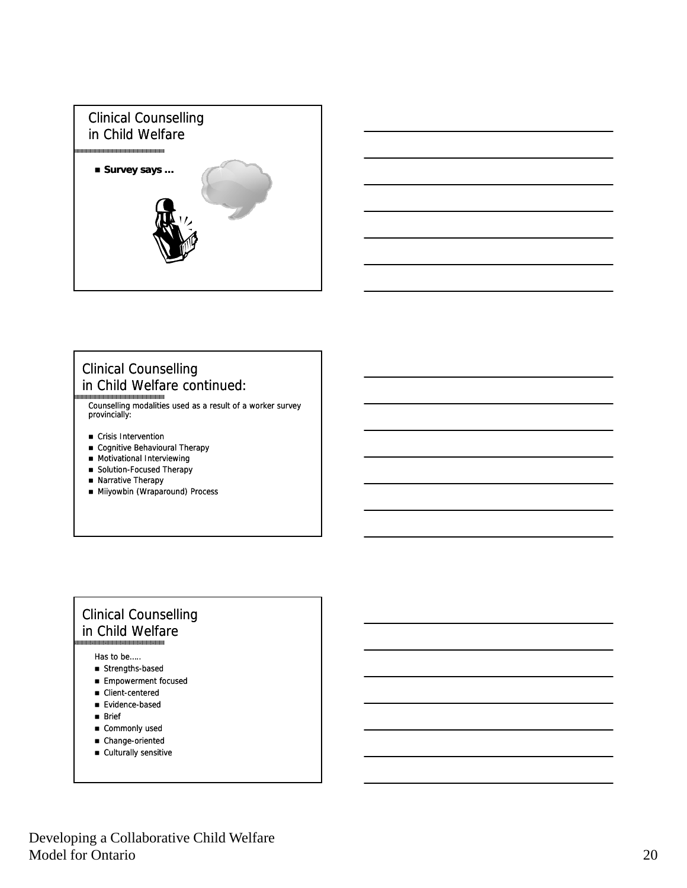## Clinical Counselling in Child Welfare

- **Survey says ...**

## Clinical Counselling in Child Welfare continued:

Counselling modalities used as a result of a worker survey provincially:

- Crisis Intervention
- Cognitive Behavioural Therapy
- Motivational Interviewing
- Solution-Focused Therapy
- Narrative Therapy
- Miiyowbin (Wraparound) Process

## Clinical Counselling in Child Welfare

Has to be.....

- Strengths-based
- Empowerment focused
- Client-centered
- Evidence-based
- Brief
- Commonly used
- Change-oriented
- Culturally sensitive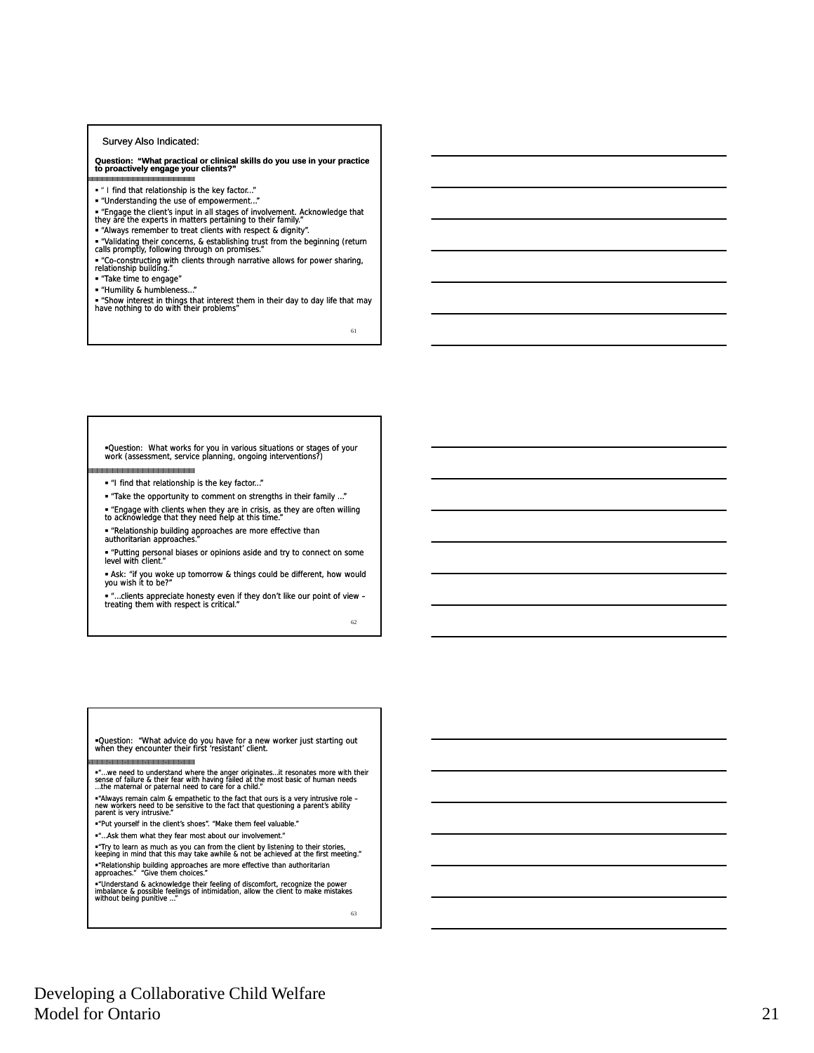Survey Also Indicated:

**Question: "What practical or clinical skills do you use in your practice to proactively engage your clients?"**

- " I find that relationship is the key factor…"
- "Understanding the use of empowerment…"
- "Engage the client's input in all stages of involvement. Acknowledge that they are the experts in matters pertaining to their family."
- "Always remember to treat clients with respect & dignity".
- "Validating their concerns, & establishing trust from the beginning (return calls promptly, following through on promises."
- "Co-constructing with clients through narrative allows for power sharing, relationship building."
- "Take time to engage"
- "Humility & humbleness…"
- "Show interest in things that interest them in their day to day life that may have nothing to do with their problems"

- Question: What works for you in various situations or stages of your work (assessment, service planning, ongoing interventions?)

- "I find that relationship is the key factor…"
- "Take the opportunity to comment on strengths in their family …"
- "Engage with clients when they are in crisis, as they are often willing to acknowledge that they need help at this time."
- "Relationship building approaches are more effective than authoritarian approaches."
- "Putting personal biases or opinions aside and try to connect on some level with client."
- Ask: "if you woke up tomorrow & things could be different, how would you wish it to be?"
- "…clients appreciate honesty even if they don't like our point of view – treating them with respect is critical."

- Question: "What advice do you have for a new worker just starting out when they encounter their first 'resistant' client.

- "…we need to understand where the anger originates…it resonates more with their sense of failure & their fear with having failed at the most basic of human needs …the maternal or paternal need to care for a child."
- "Always remain calm & empathetic to the fact that ours is a very intrusive role – new workers need to be sensitive to the fact that questioning a parent's ability parent is very intrusive."
- "Put yourself in the client's shoes". "Make them feel valuable."
- "…Ask them what they fear most about our involvement."
- "Try to learn as much as you can from the client by listening to their stories, keeping in mind that this may take awhile & not be achieved at the first meeting."
- "Relationship building approaches are more effective than authoritarian approaches." "Give them choices."
- "Understand & acknowledge their feeling of discomfort, recognize the power imbalance & possible feelings of intimidation, allow the client to make mistakes without being punitive …"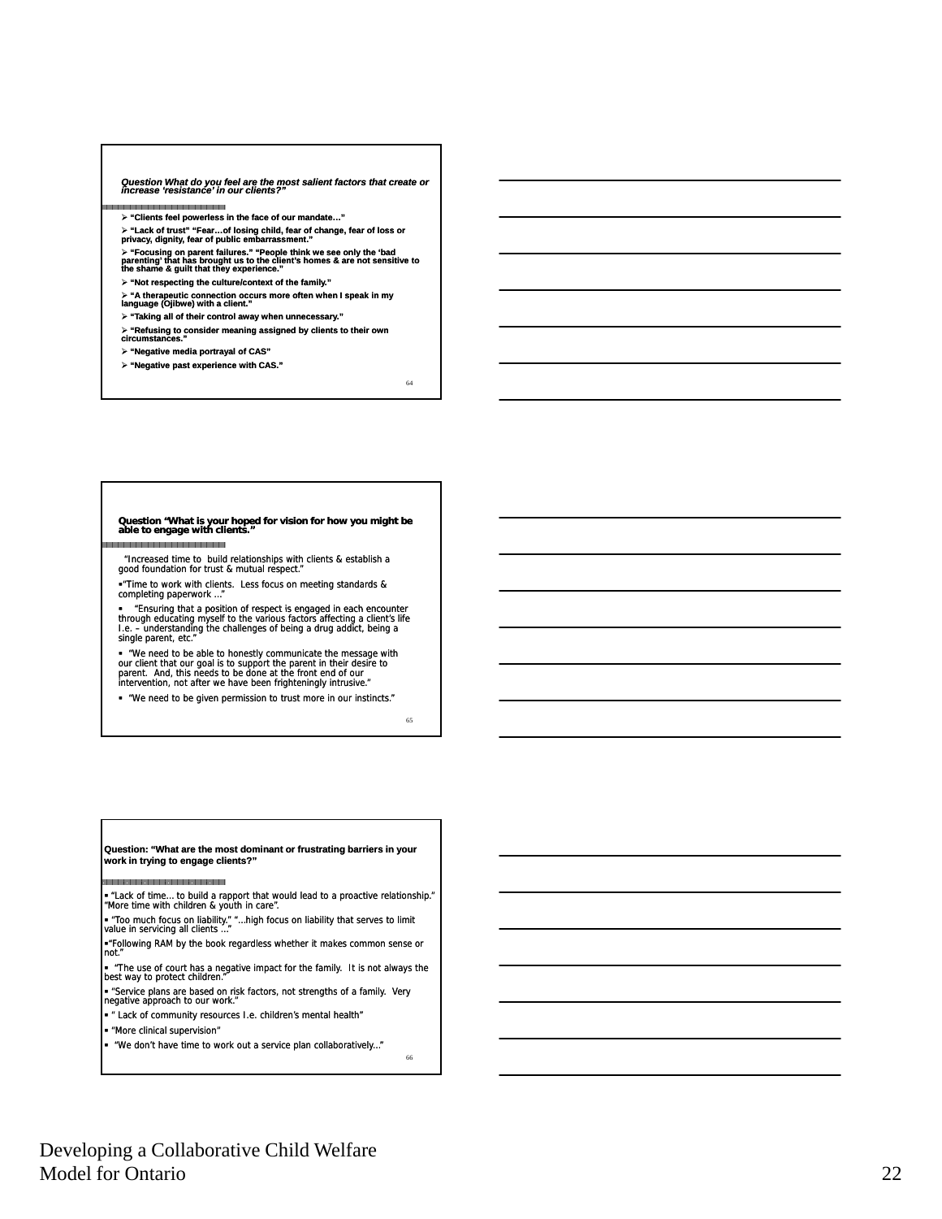### *Question What do you feel are the most salient factors that create or increase 'resistance' in our clients?"*

- **"Clients feel powerless in the face of our mandate…"**
- **"Lack of trust" "Fear…of losing child, fear of change, fear of loss or privacy, dignity, fear of public embarrassment."**
- **"Focusing on parent failures." "People think we see only the 'bad parenting' that has brought us to the client's homes & are not sensitive to the shame & guilt that they experience."**
- **"Not respecting the culture/context of the family."**
- **"A therapeutic connection occurs more often when I speak in my language (Ojibwe) with a client."**
- **"Taking all of their control away when unnecessary."**
- **"Refusing to consider meaning assigned by clients to their own circumstances."**
- **"Negative media portrayal of CAS"**
- **"Negative past experience with CAS."**

### Question "What is your hoped for vision for how you might be able to engage with clients."

"Increased time to build relationships with clients & establish a good foundation for trust & mutual respect."

- "Time to work with clients. Less focus on meeting standards & completing paperwork …"
- "Ensuring that a position of respect is engaged in each encounter through educating myself to the various factors affecting a client's life I.e. – understanding the challenges of being a drug addict, being a single parent, etc."
- "We need to be able to honestly communicate the message with our client that our goal is to support the parent in their desire to parent. And, this needs to be done at the front end of our intervention, not after we have been frighteningly intrusive."
- "We need to be given permission to trust more in our instincts."

### Question: "What are the most dominant or frustrating barriers in your work in trying to engage clients?"

- "Lack of time… to build a rapport that would lead to a proactive relationship." "More time with children & youth in care".
- "Too much focus on liability." "…high focus on liability that serves to limit value in servicing all clients …"
- "Following RAM by the book regardless whether it makes common sense or not."
- "The use of court has a negative impact for the family. It is not always the best way to protect children."
- "Service plans are based on risk factors, not strengths of a family. Very negative approach to our work."
- " Lack of community resources I.e. children's mental health"
- "More clinical supervision"
- "We don't have time to work out a service plan collaboratively…"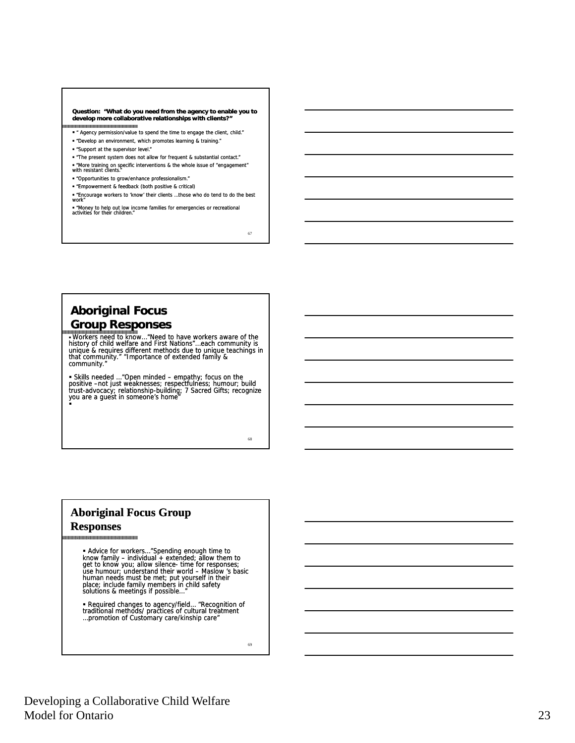**Question: "What do you need from the agency to enable you to develop more collaborative relationships with clients?"**

- " Agency permission/value to spend the time to engage the client, child."
- "Develop an environment, which promotes learning & training."
- "Support at the supervisor level."
- "The present system does not allow for frequent & substantial contact."
- "More training on specific interventions & the whole issue of "engagement" with resistant clients."
- "Opportunities to grow/enhance professionalism."
- "Empowerment & feedback (both positive & critical)
- "Encourage workers to 'know' their clients …those who do tend to do the best work"
- "Money to help out low income families for emergencies or recreational activities for their children."

## Aboriginal Focus Group Responses

- Workers need to know…"Need to have workers aware of the history of child welfare and First Nations"…each community is unique & requires different methods due to unique teachings in that community." "Importance of extended family & community."
- Skills needed …"Open minded – empathy; focus on the positive –not just weaknesses; respectfulness; humour; build trust-advocacy; relationship-building; 7 Sacred Gifts; recognize you are a guest in someone's home"

## Aboriginal Focus Group Responses

- Advice for workers…"Spending enough time to know family – individual + extended; allow them to get to know you; allow silence- time for responses; use humour; understand their world – Maslow 's basic human needs must be met; put yourself in their place; include family members in child safety solutions & meetings if possible…"
- Required changes to agency/field… "Recognition of traditional methods/ practices of cultural treatment …promotion of Customary care/kinship care"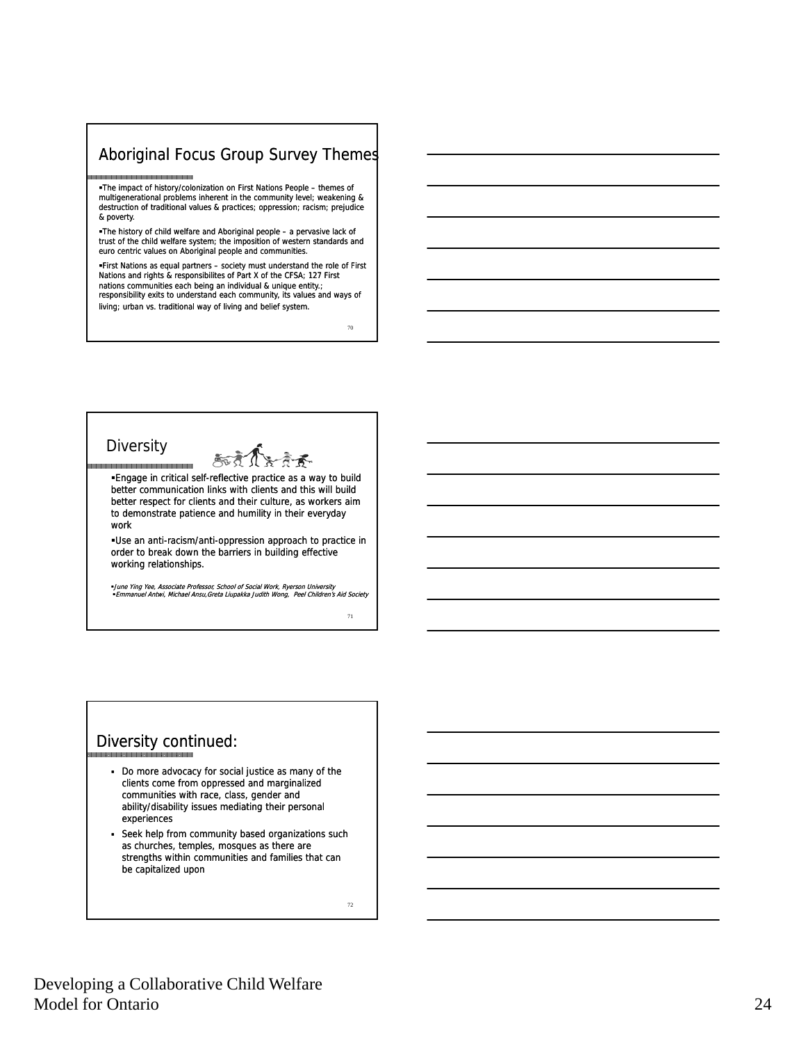## Aboriginal Focus Group Survey Themes

- The impact of history/colonization on First Nations People – themes of multigenerational problems inherent in the community level; weakening & destruction of traditional values & practices; oppression; racism; prejudice & poverty.
- The history of child welfare and Aboriginal people – a pervasive lack of trust of the child welfare system; the imposition of western standards and euro centric values on Aboriginal people and communities.
- First Nations as equal partners – society must understand the role of First Nations and rights & responsibilites of Part X of the CFSA; 127 First nations communities each being an individual & unique entity.; responsibility exits to understand each community, its values and ways of living; urban vs. traditional way of living and belief system.

## Diversity

- Engage in critical self-reflective practice as a way to build better communication links with clients and this will build better respect for clients and their culture, as workers aim to demonstrate patience and humility in their everyday work
- Use an anti-racism/anti-oppression approach to practice in order to break down the barriers in building effective working relationships.

- *June Ying Yee, Associate Professor, School of Social Work, Ryerson University*
- *Emmanuel Antwi, Michael Ansu,Greta Liupakka Judith Wong, Peel Children's Aid Society*

## Diversity continued:

- Do more advocacy for social justice as many of the clients come from oppressed and marginalized communities with race, class, gender and ability/disability issues mediating their personal experiences
- Seek help from community based organizations such as churches, temples, mosques as there are strengths within communities and families that can be capitalized upon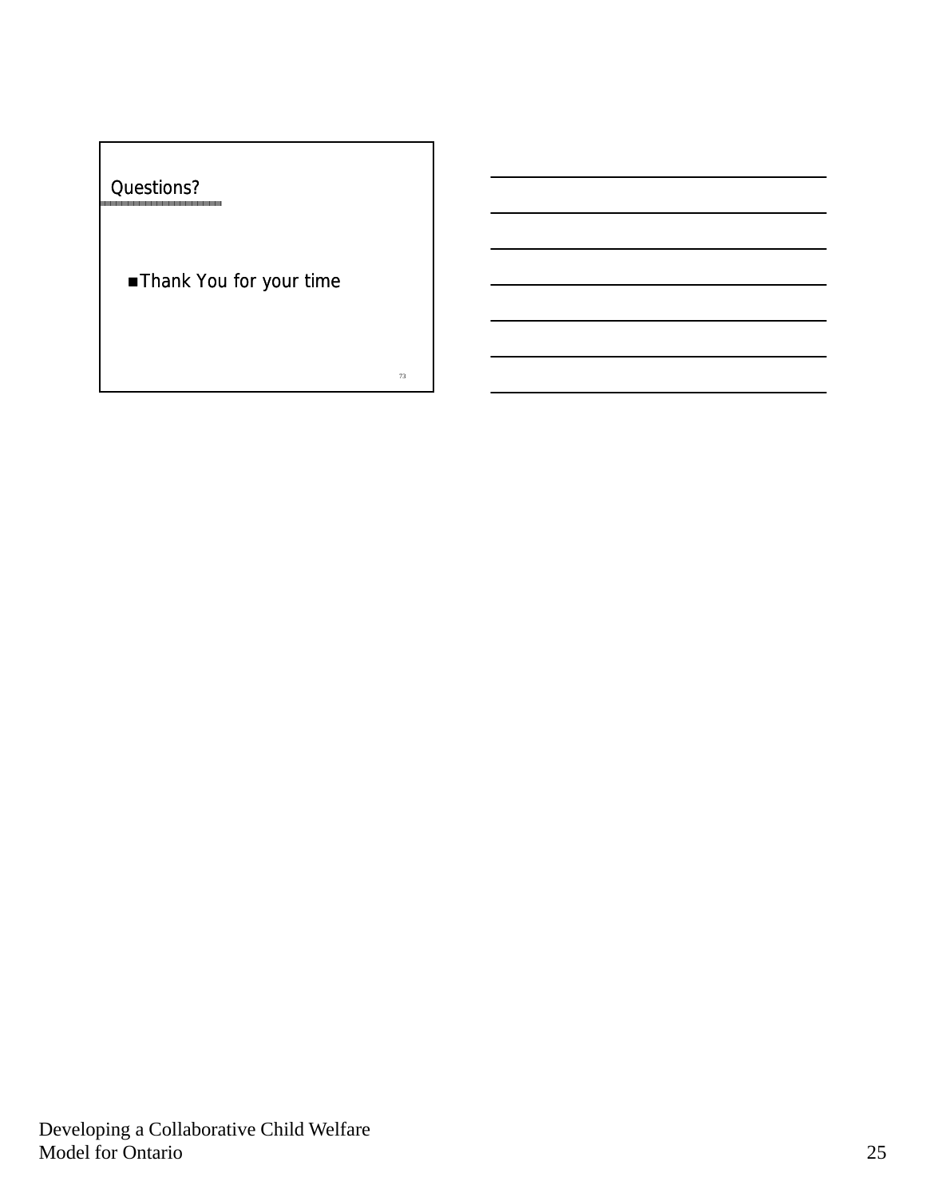## Questions?

- Thank You for your time

73